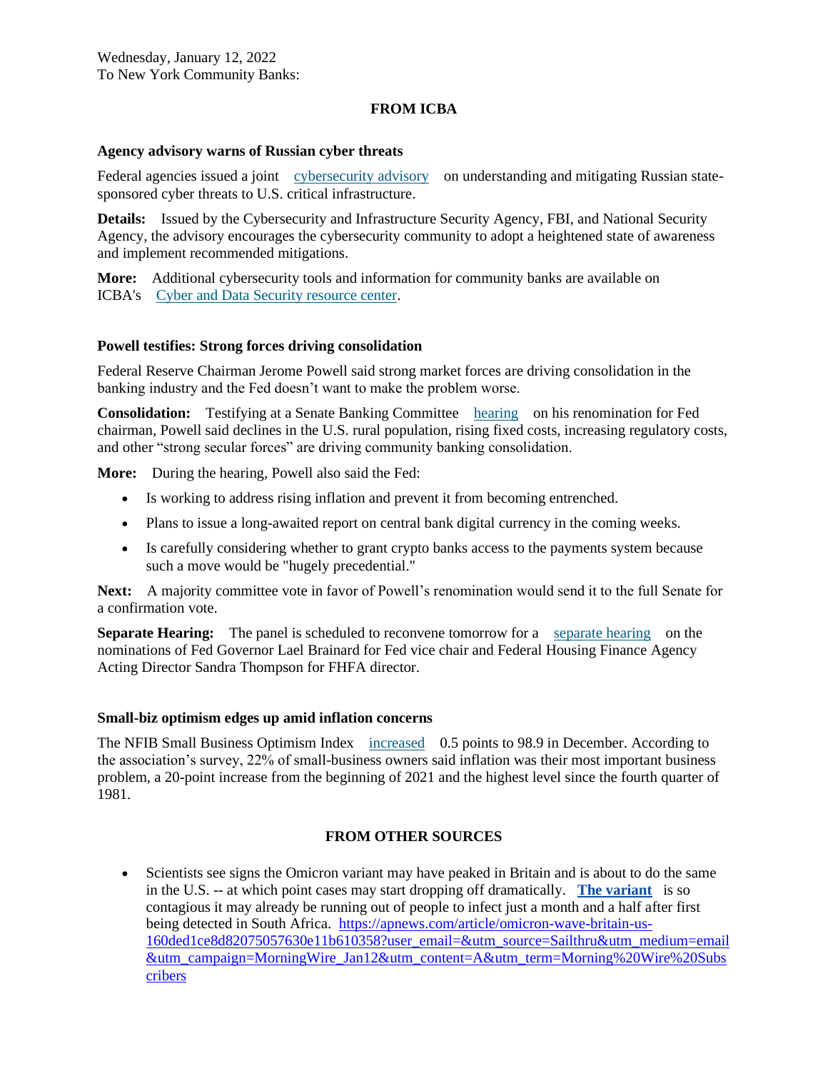Wednesday, January 12, 2022
To New York Community Banks:

## FROM ICBA

### Agency advisory warns of Russian cyber threats

Federal agencies issued a joint cybersecurity advisory on understanding and mitigating Russian state-sponsored cyber threats to U.S. critical infrastructure.

**Details:** Issued by the Cybersecurity and Infrastructure Security Agency, FBI, and National Security Agency, the advisory encourages the cybersecurity community to adopt a heightened state of awareness and implement recommended mitigations.

**More:** Additional cybersecurity tools and information for community banks are available on ICBA's Cyber and Data Security resource center.

### Powell testifies: Strong forces driving consolidation

Federal Reserve Chairman Jerome Powell said strong market forces are driving consolidation in the banking industry and the Fed doesn't want to make the problem worse.

**Consolidation:** Testifying at a Senate Banking Committee hearing on his renomination for Fed chairman, Powell said declines in the U.S. rural population, rising fixed costs, increasing regulatory costs, and other "strong secular forces" are driving community banking consolidation.

**More:** During the hearing, Powell also said the Fed:

- Is working to address rising inflation and prevent it from becoming entrenched.
- Plans to issue a long-awaited report on central bank digital currency in the coming weeks.
- Is carefully considering whether to grant crypto banks access to the payments system because such a move would be "hugely precedential."

**Next:** A majority committee vote in favor of Powell's renomination would send it to the full Senate for a confirmation vote.

**Separate Hearing:** The panel is scheduled to reconvene tomorrow for a separate hearing on the nominations of Fed Governor Lael Brainard for Fed vice chair and Federal Housing Finance Agency Acting Director Sandra Thompson for FHFA director.

### Small-biz optimism edges up amid inflation concerns

The NFIB Small Business Optimism Index increased 0.5 points to 98.9 in December. According to the association's survey, 22% of small-business owners said inflation was their most important business problem, a 20-point increase from the beginning of 2021 and the highest level since the fourth quarter of 1981.

## FROM OTHER SOURCES

- Scientists see signs the Omicron variant may have peaked in Britain and is about to do the same in the U.S. -- at which point cases may start dropping off dramatically. **The variant** is so contagious it may already be running out of people to infect just a month and a half after first being detected in South Africa. https://apnews.com/article/omicron-wave-britain-us-160ded1ce8d82075057630e11b610358?user_email=&utm_source=Sailthru&utm_medium=email&utm_campaign=MorningWire_Jan12&utm_content=A&utm_term=Morning%20Wire%20Subscribers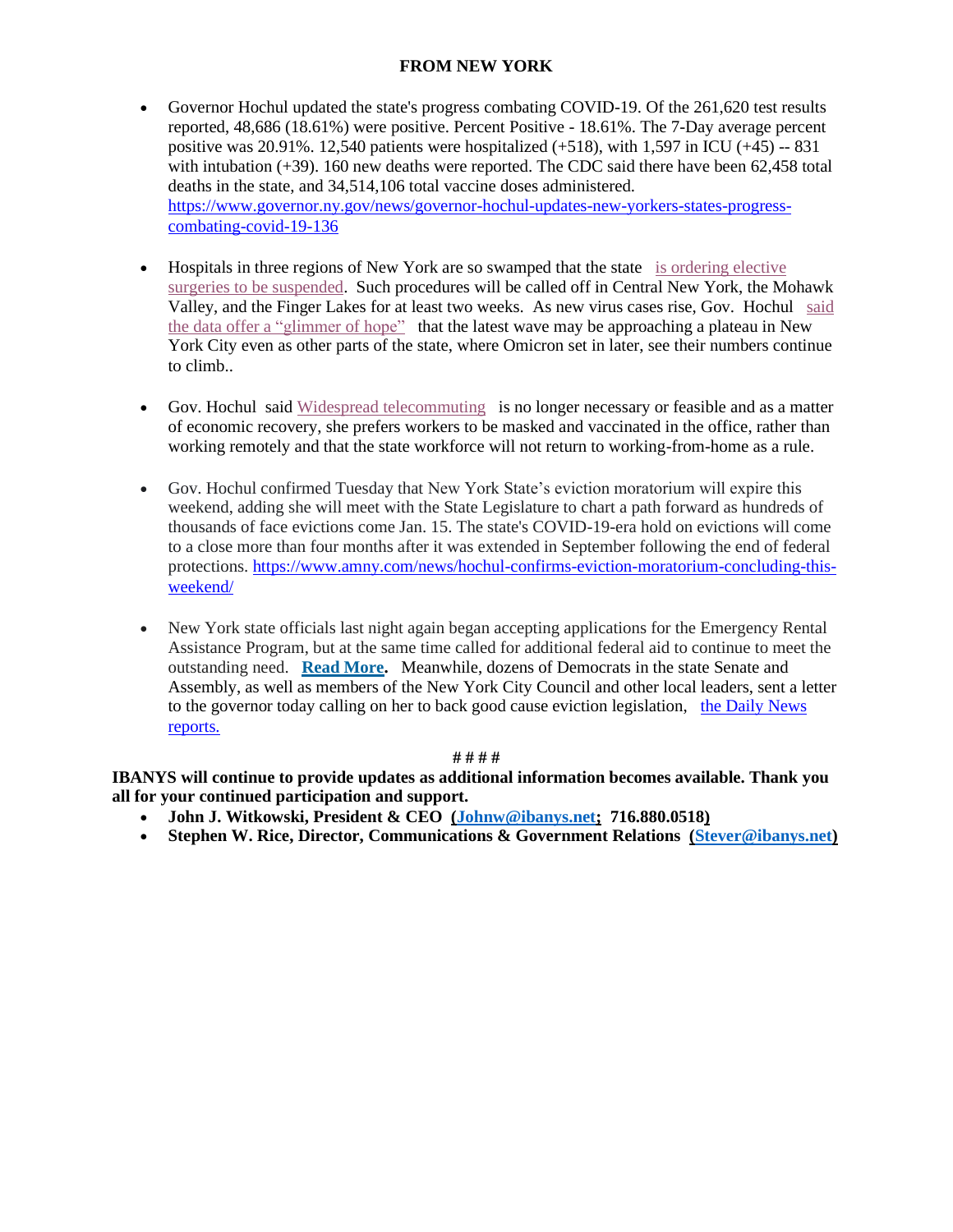## FROM NEW YORK

- Governor Hochul updated the state's progress combating COVID-19. Of the 261,620 test results reported, 48,686 (18.61%) were positive. Percent Positive - 18.61%. The 7-Day average percent positive was 20.91%. 12,540 patients were hospitalized (+518), with 1,597 in ICU (+45) -- 831 with intubation (+39). 160 new deaths were reported. The CDC said there have been 62,458 total deaths in the state, and 34,514,106 total vaccine doses administered. https://www.governor.ny.gov/news/governor-hochul-updates-new-yorkers-states-progress-combating-covid-19-136

- Hospitals in three regions of New York are so swamped that the state is ordering elective surgeries to be suspended. Such procedures will be called off in Central New York, the Mohawk Valley, and the Finger Lakes for at least two weeks. As new virus cases rise, Gov. Hochul said the data offer a "glimmer of hope" that the latest wave may be approaching a plateau in New York City even as other parts of the state, where Omicron set in later, see their numbers continue to climb..

- Gov. Hochul said Widespread telecommuting is no longer necessary or feasible and as a matter of economic recovery, she prefers workers to be masked and vaccinated in the office, rather than working remotely and that the state workforce will not return to working-from-home as a rule.

- Gov. Hochul confirmed Tuesday that New York State's eviction moratorium will expire this weekend, adding she will meet with the State Legislature to chart a path forward as hundreds of thousands of face evictions come Jan. 15. The state's COVID-19-era hold on evictions will come to a close more than four months after it was extended in September following the end of federal protections. https://www.amny.com/news/hochul-confirms-eviction-moratorium-concluding-this-weekend/

- New York state officials last night again began accepting applications for the Emergency Rental Assistance Program, but at the same time called for additional federal aid to continue to meet the outstanding need. **Read More.** Meanwhile, dozens of Democrats in the state Senate and Assembly, as well as members of the New York City Council and other local leaders, sent a letter to the governor today calling on her to back good cause eviction legislation, the Daily News reports.

# # # #

**IBANYS will continue to provide updates as additional information becomes available. Thank you all for your continued participation and support.**

- **John J. Witkowski, President & CEO (Johnw@ibanys.net; 716.880.0518)**
- **Stephen W. Rice, Director, Communications & Government Relations (Stever@ibanys.net)**